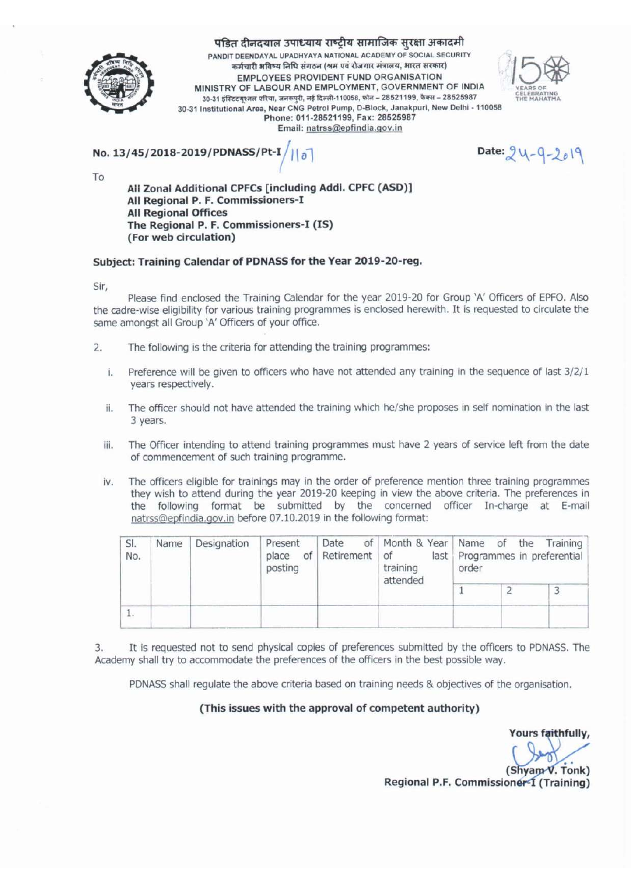पंडित दीनदयाल उपाध्याय राष्ट्रीय सामाजिक सुरक्षा अकादमी

PANDIT DEENDAYAL UPADHYAYA NATIONAL ACADEMY OF SOCIAL SECURITY

कर्मचारी भविष्य निधि संगठन (श्रम एवं रोजगार मंत्रालय, भारत सरकार)

EMPLOYEES PROVIDENT FUND ORGANISATION

MINISTRY OF LABOUR AND EMPLOYMENT, GOVERNMENT OF INDIA

30-31 इंस्टिट्यूशनल एरिया, जनकपुरी, नई दिल्ली-110058, फोन – 28521199, फैक्स – 28525987

30-31 Institutional Area, Near CNG Petrol Pump, D-Block, Janakpuri, New Delhi - 110058

Phone: 011-28521199, Fax: 28525987

Email: natrss@epfindia.gov.in

150 YEARS OF CELEBRATING THE MAHATMA

**No. 13/45/2018-2019/PDNASS/Pt-I/1107** **Date: 24-9-2019**

To

**All Zonal Additional CPFCs [including Addl. CPFC (ASD)]**
**All Regional P. F. Commissioners-I**
**All Regional Offices**
**The Regional P. F. Commissioners-I (IS)**
**(For web circulation)**

**Subject: Training Calendar of PDNASS for the Year 2019-20-reg.**

Sir,

Please find enclosed the Training Calendar for the year 2019-20 for Group 'A' Officers of EPFO. Also the cadre-wise eligibility for various training programmes is enclosed herewith. It is requested to circulate the same amongst all Group 'A' Officers of your office.

2. The following is the criteria for attending the training programmes:

i. Preference will be given to officers who have not attended any training in the sequence of last 3/2/1 years respectively.

ii. The officer should not have attended the training which he/she proposes in self nomination in the last 3 years.

iii. The Officer intending to attend training programmes must have 2 years of service left from the date of commencement of such training programme.

iv. The officers eligible for trainings may in the order of preference mention three training programmes they wish to attend during the year 2019-20 keeping in view the above criteria. The preferences in the following format be submitted by the concerned officer In-charge at E-mail natrss@epfindia.gov.in before 07.10.2019 in the following format:

| Sl. No. | Name | Designation | Present place of posting | Date of Retirement | Month & Year of last training attended | Name of the Training Programmes in preferential order | | |
|---|---|---|---|---|---|---|---|---|
| | | | | | | 1 | 2 | 3 |
| 1. | | | | | | | | |

3. It is requested not to send physical copies of preferences submitted by the officers to PDNASS. The Academy shall try to accommodate the preferences of the officers in the best possible way.

PDNASS shall regulate the above criteria based on training needs & objectives of the organisation.

**(This issues with the approval of competent authority)**

**Yours faithfully,**

**(Shyam V. Tonk)**
**Regional P.F. Commissioner-I (Training)**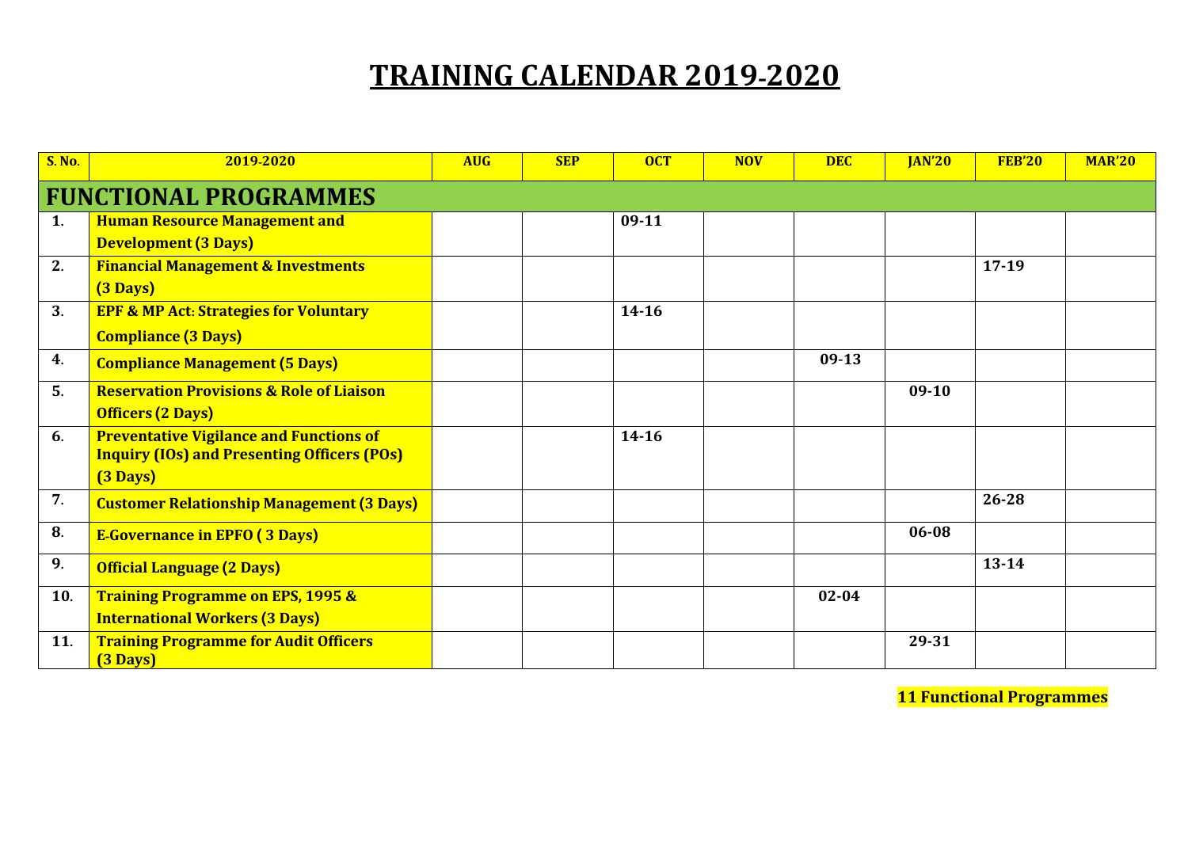# TRAINING CALENDAR 2019-2020

| S. No. | 2019-2020 | AUG | SEP | OCT | NOV | DEC | JAN'20 | FEB'20 | MAR'20 |
|---|---|---|---|---|---|---|---|---|---|
| **FUNCTIONAL PROGRAMMES** | | | | | | | | | |
| 1. | **Human Resource Management and Development (3 Days)** | | | 09-11 | | | | | |
| 2. | **Financial Management & Investments (3 Days)** | | | | | | | 17-19 | |
| 3. | **EPF & MP Act: Strategies for Voluntary Compliance (3 Days)** | | | 14-16 | | | | | |
| 4. | **Compliance Management (5 Days)** | | | | | 09-13 | | | |
| 5. | **Reservation Provisions & Role of Liaison Officers (2 Days)** | | | | | | 09-10 | | |
| 6. | **Preventative Vigilance and Functions of Inquiry (IOs) and Presenting Officers (POs) (3 Days)** | | | 14-16 | | | | | |
| 7. | **Customer Relationship Management (3 Days)** | | | | | | | 26-28 | |
| 8. | **E-Governance in EPFO ( 3 Days)** | | | | | | 06-08 | | |
| 9. | **Official Language (2 Days)** | | | | | | | 13-14 | |
| 10. | **Training Programme on EPS, 1995 & International Workers (3 Days)** | | | | | 02-04 | | | |
| 11. | **Training Programme for Audit Officers (3 Days)** | | | | | | 29-31 | | |

**11 Functional Programmes**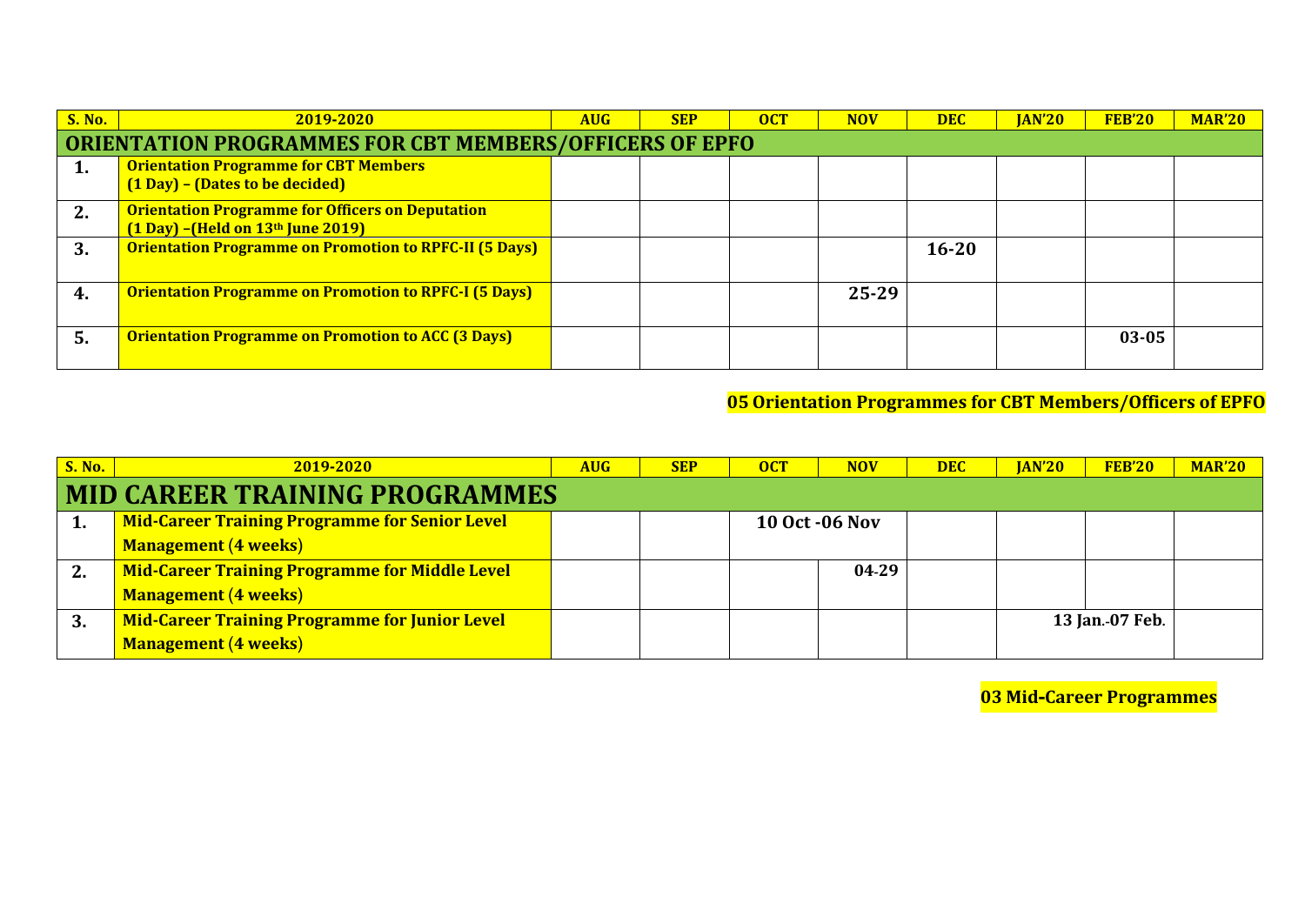| S. No. | 2019-2020 | AUG | SEP | OCT | NOV | DEC | JAN'20 | FEB'20 | MAR'20 |
|---|---|---|---|---|---|---|---|---|---|
| **ORIENTATION PROGRAMMES FOR CBT MEMBERS/OFFICERS OF EPFO** | | | | | | | | | |
| 1. | **Orientation Programme for CBT Members (1 Day) – (Dates to be decided)** | | | | | | | | |
| 2. | **Orientation Programme for Officers on Deputation (1 Day) –(Held on 13th June 2019)** | | | | | | | | |
| 3. | **Orientation Programme on Promotion to RPFC-II (5 Days)** | | | | | 16-20 | | | |
| 4. | **Orientation Programme on Promotion to RPFC-I (5 Days)** | | | | 25-29 | | | | |
| 5. | **Orientation Programme on Promotion to ACC (3 Days)** | | | | | | | 03-05 | |

**05 Orientation Programmes for CBT Members/Officers of EPFO**

| S. No. | 2019-2020 | AUG | SEP | OCT | NOV | DEC | JAN'20 | FEB'20 | MAR'20 |
|---|---|---|---|---|---|---|---|---|---|
| **MID CAREER TRAINING PROGRAMMES** | | | | | | | | | |
| 1. | **Mid-Career Training Programme for Senior Level Management (4 weeks)** | | | 10 Oct -06 Nov | | | | | |
| 2. | **Mid-Career Training Programme for Middle Level Management (4 weeks)** | | | | 04-29 | | | | |
| 3. | **Mid-Career Training Programme for Junior Level Management (4 weeks)** | | | | | | 13 Jan.-07 Feb. | | |

**03 Mid-Career Programmes**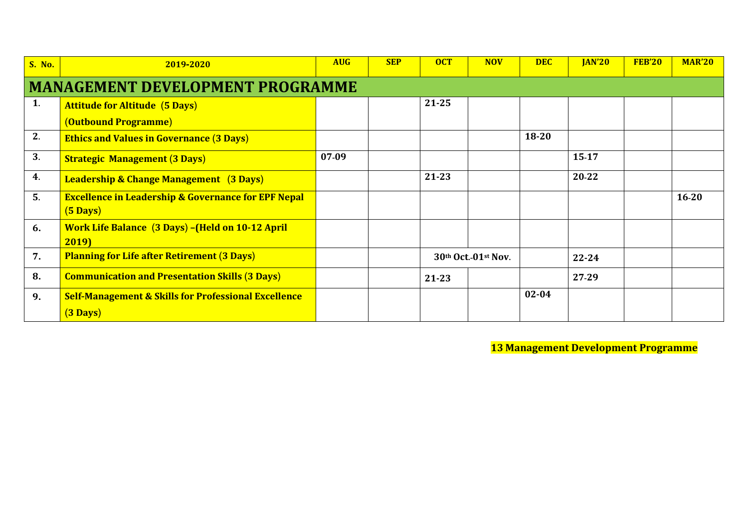| S. No. | 2019-2020 | AUG | SEP | OCT | NOV | DEC | JAN'20 | FEB'20 | MAR'20 |
|---|---|---|---|---|---|---|---|---|---|
| **MANAGEMENT DEVELOPMENT PROGRAMME** | | | | | | | | | |
| 1. | **Attitude for Altitude (5 Days) (Outbound Programme)** | | | 21-25 | | | | | |
| 2. | **Ethics and Values in Governance (3 Days)** | | | | | 18-20 | | | |
| 3. | **Strategic Management (3 Days)** | 07-09 | | | | | 15-17 | | |
| 4. | **Leadership & Change Management (3 Days)** | | | 21-23 | | | 20-22 | | |
| 5. | **Excellence in Leadership & Governance for EPF Nepal (5 Days)** | | | | | | | | 16-20 |
| 6. | **Work Life Balance (3 Days) –(Held on 10-12 April 2019)** | | | | | | | | |
| 7. | **Planning for Life after Retirement (3 Days)** | | | 30th Oct.-01st Nov. | | | 22-24 | | |
| 8. | **Communication and Presentation Skills (3 Days)** | | | 21-23 | | | 27-29 | | |
| 9. | **Self-Management & Skills for Professional Excellence (3 Days)** | | | | | 02-04 | | | |

**13 Management Development Programme**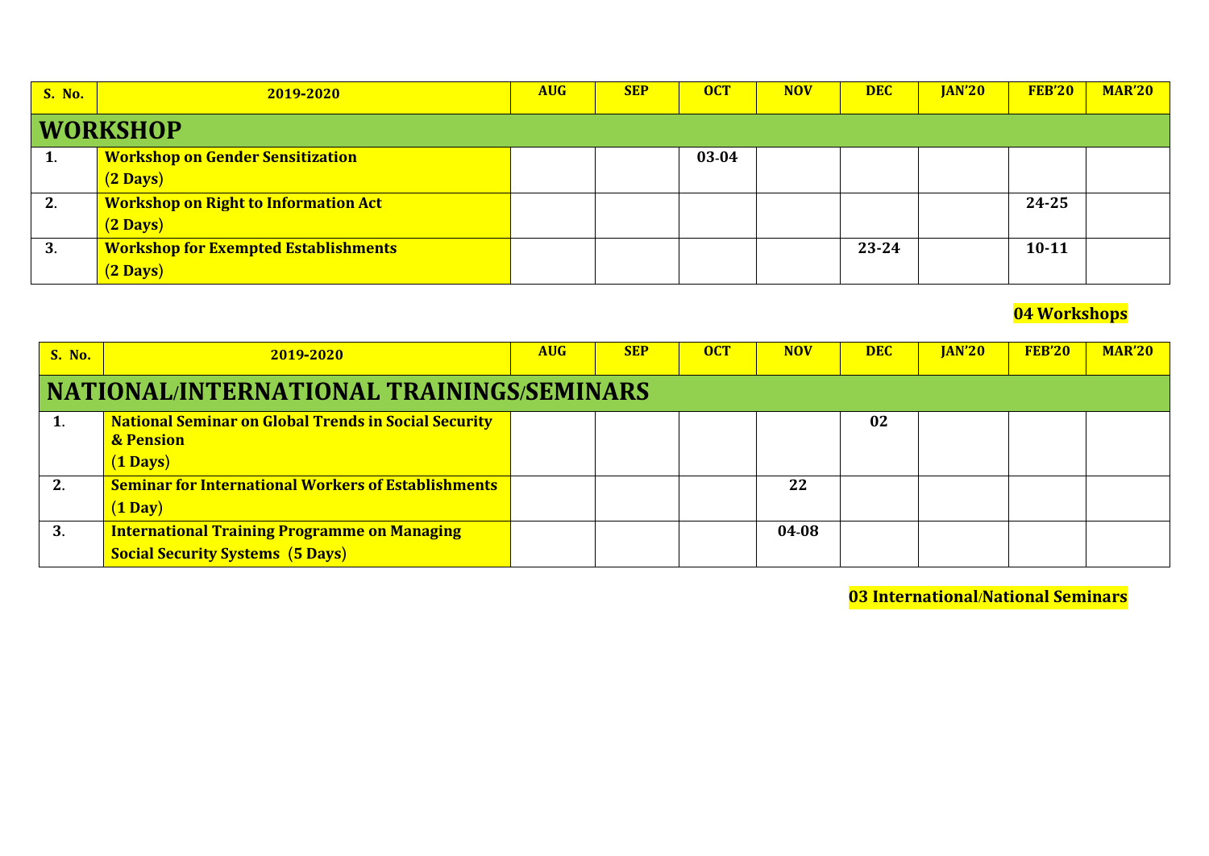| S. No. | 2019-2020 | AUG | SEP | OCT | NOV | DEC | JAN'20 | FEB'20 | MAR'20 |
|---|---|---|---|---|---|---|---|---|---|
| **WORKSHOP** | | | | | | | | | |
| 1. | **Workshop on Gender Sensitization (2 Days)** | | | 03-04 | | | | | |
| 2. | **Workshop on Right to Information Act (2 Days)** | | | | | | | 24-25 | |
| 3. | **Workshop for Exempted Establishments (2 Days)** | | | | | 23-24 | | 10-11 | |

**04 Workshops**

| S. No. | 2019-2020 | AUG | SEP | OCT | NOV | DEC | JAN'20 | FEB'20 | MAR'20 |
|---|---|---|---|---|---|---|---|---|---|
| **NATIONAL/INTERNATIONAL TRAININGS/SEMINARS** | | | | | | | | | |
| 1. | **National Seminar on Global Trends in Social Security & Pension (1 Days)** | | | | | 02 | | | |
| 2. | **Seminar for International Workers of Establishments (1 Day)** | | | | 22 | | | | |
| 3. | **International Training Programme on Managing Social Security Systems (5 Days)** | | | | 04-08 | | | | |

**03 International/National Seminars**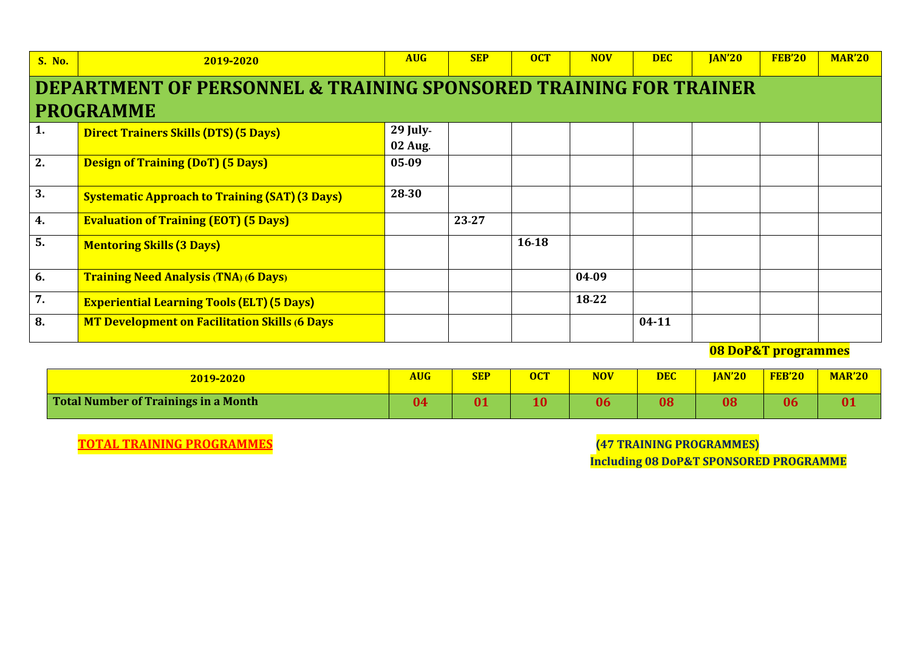| S. No. | 2019-2020 | AUG | SEP | OCT | NOV | DEC | JAN'20 | FEB'20 | MAR'20 |
|---|---|---|---|---|---|---|---|---|---|
| **DEPARTMENT OF PERSONNEL & TRAINING SPONSORED TRAINING FOR TRAINER PROGRAMME** | | | | | | | | | |
| 1. | **Direct Trainers Skills (DTS) (5 Days)** | 29 July-02 Aug. | | | | | | | |
| 2. | **Design of Training (DoT) (5 Days)** | 05-09 | | | | | | | |
| 3. | **Systematic Approach to Training (SAT) (3 Days)** | 28-30 | | | | | | | |
| 4. | **Evaluation of Training (EOT) (5 Days)** | | 23-27 | | | | | | |
| 5. | **Mentoring Skills (3 Days)** | | | 16-18 | | | | | |
| 6. | **Training Need Analysis (TNA) (6 Days)** | | | | 04-09 | | | | |
| 7. | **Experiential Learning Tools (ELT) (5 Days)** | | | | 18-22 | | | | |
| 8. | **MT Development on Facilitation Skills (6 Days** | | | | | 04-11 | | | |

**08 DoP&T programmes**

| 2019-2020 | AUG | SEP | OCT | NOV | DEC | JAN'20 | FEB'20 | MAR'20 |
|---|---|---|---|---|---|---|---|---|
| **Total Number of Trainings in a Month** | 04 | 01 | 10 | 06 | 08 | 08 | 06 | 01 |

**TOTAL TRAINING PROGRAMMES** **(47 TRAINING PROGRAMMES)**
**Including 08 DoP&T SPONSORED PROGRAMME**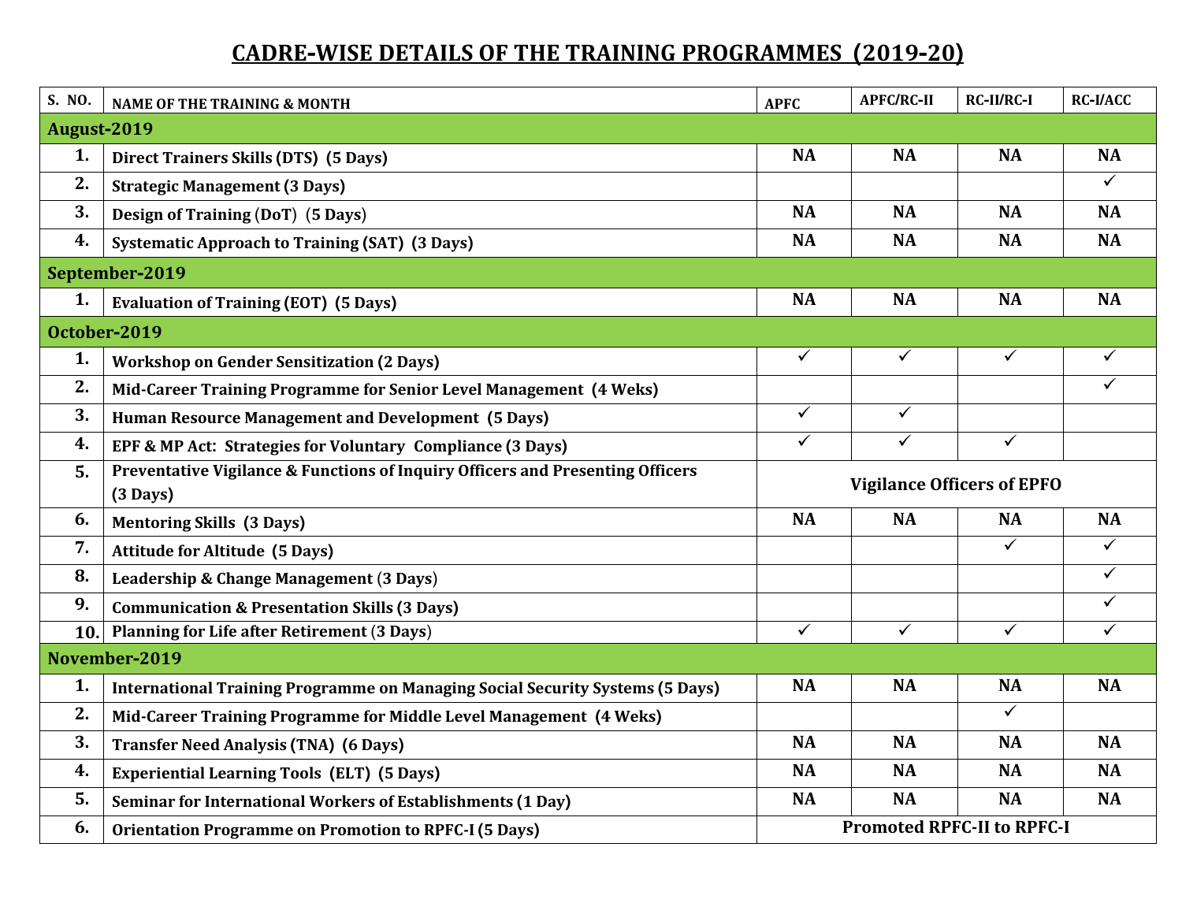# CADRE-WISE DETAILS OF THE TRAINING PROGRAMMES (2019-20)

| S. NO. | NAME OF THE TRAINING & MONTH | APFC | APFC/RC-II | RC-II/RC-I | RC-I/ACC |
|---|---|---|---|---|---|
| **August-2019** | | | | | |
| 1. | Direct Trainers Skills (DTS) (5 Days) | NA | NA | NA | NA |
| 2. | Strategic Management (3 Days) | | | | ✓ |
| 3. | Design of Training (DoT) (5 Days) | NA | NA | NA | NA |
| 4. | Systematic Approach to Training (SAT) (3 Days) | NA | NA | NA | NA |
| **September-2019** | | | | | |
| 1. | Evaluation of Training (EOT) (5 Days) | NA | NA | NA | NA |
| **October-2019** | | | | | |
| 1. | Workshop on Gender Sensitization (2 Days) | ✓ | ✓ | ✓ | ✓ |
| 2. | Mid-Career Training Programme for Senior Level Management (4 Weks) | | | | ✓ |
| 3. | Human Resource Management and Development (5 Days) | ✓ | ✓ | | |
| 4. | EPF & MP Act: Strategies for Voluntary Compliance (3 Days) | ✓ | ✓ | ✓ | |
| 5. | Preventative Vigilance & Functions of Inquiry Officers and Presenting Officers (3 Days) | Vigilance Officers of EPFO | | | |
| 6. | Mentoring Skills (3 Days) | NA | NA | NA | NA |
| 7. | Attitude for Altitude (5 Days) | | | ✓ | ✓ |
| 8. | Leadership & Change Management (3 Days) | | | | ✓ |
| 9. | Communication & Presentation Skills (3 Days) | | | | ✓ |
| 10. | Planning for Life after Retirement (3 Days) | ✓ | ✓ | ✓ | ✓ |
| **November-2019** | | | | | |
| 1. | International Training Programme on Managing Social Security Systems (5 Days) | NA | NA | NA | NA |
| 2. | Mid-Career Training Programme for Middle Level Management (4 Weks) | | | ✓ | |
| 3. | Transfer Need Analysis (TNA) (6 Days) | NA | NA | NA | NA |
| 4. | Experiential Learning Tools (ELT) (5 Days) | NA | NA | NA | NA |
| 5. | Seminar for International Workers of Establishments (1 Day) | NA | NA | NA | NA |
| 6. | Orientation Programme on Promotion to RPFC-I (5 Days) | Promoted RPFC-II to RPFC-I | | | |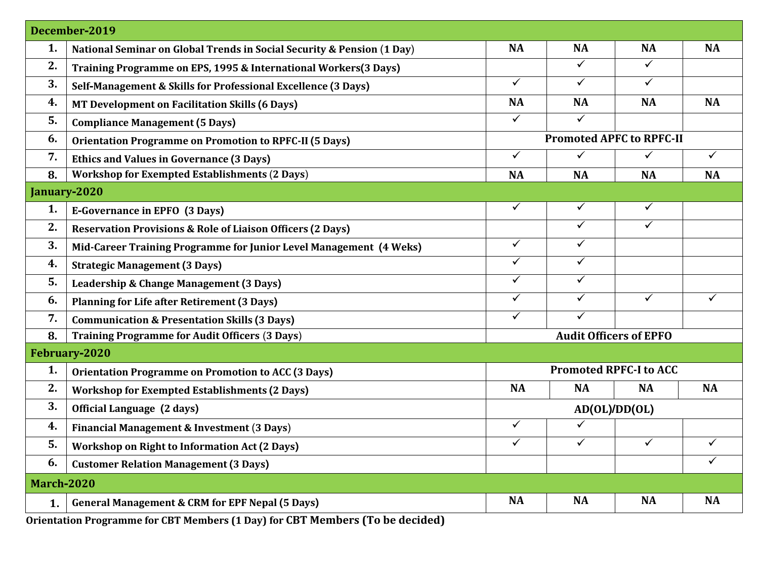| | | | | | |
|---|---|---|---|---|---|
| **December-2019** | | | | | |
| **1.** | **National Seminar on Global Trends in Social Security & Pension** (**1 Day**) | **NA** | **NA** | **NA** | **NA** |
| **2.** | **Training Programme on EPS, 1995 & International Workers(3 Days)** | | ✓ | ✓ | |
| **3.** | **Self-Management & Skills for Professional Excellence (3 Days)** | ✓ | ✓ | ✓ | |
| **4.** | **MT Development on Facilitation Skills (6 Days)** | **NA** | **NA** | **NA** | **NA** |
| **5.** | **Compliance Management (5 Days)** | ✓ | ✓ | | |
| **6.** | **Orientation Programme on Promotion to RPFC-II (5 Days)** | **Promoted APFC to RPFC-II** | | | |
| **7.** | **Ethics and Values in Governance (3 Days)** | ✓ | ✓ | ✓ | ✓ |
| **8.** | **Workshop for Exempted Establishments** (**2 Days**) | **NA** | **NA** | **NA** | **NA** |
| **January-2020** | | | | | |
| **1.** | **E-Governance in EPFO (3 Days)** | ✓ | ✓ | ✓ | |
| **2.** | **Reservation Provisions & Role of Liaison Officers (2 Days)** | | ✓ | ✓ | |
| **3.** | **Mid-Career Training Programme for Junior Level Management (4 Weks)** | ✓ | ✓ | | |
| **4.** | **Strategic Management (3 Days)** | ✓ | ✓ | | |
| **5.** | **Leadership & Change Management (3 Days)** | ✓ | ✓ | | |
| **6.** | **Planning for Life after Retirement (3 Days)** | ✓ | ✓ | ✓ | ✓ |
| **7.** | **Communication & Presentation Skills (3 Days)** | ✓ | ✓ | | |
| **8.** | **Training Programme for Audit Officers** (**3 Days**) | **Audit Officers of EPFO** | | | |
| **February-2020** | | | | | |
| **1.** | **Orientation Programme on Promotion to ACC (3 Days)** | **Promoted RPFC-I to ACC** | | | |
| **2.** | **Workshop for Exempted Establishments (2 Days)** | **NA** | **NA** | **NA** | **NA** |
| **3.** | **Official Language (2 days)** | **AD(OL)/DD(OL)** | | | |
| **4.** | **Financial Management & Investment** (**3 Days**) | ✓ | ✓ | | |
| **5.** | **Workshop on Right to Information Act (2 Days)** | ✓ | ✓ | ✓ | ✓ |
| **6.** | **Customer Relation Management (3 Days)** | | | | ✓ |
| **March-2020** | | | | | |
| **1.** | **General Management & CRM for EPF Nepal (5 Days)** | **NA** | **NA** | **NA** | **NA** |

**Orientation Programme for CBT Members (1 Day) for CBT Members (To be decided)**